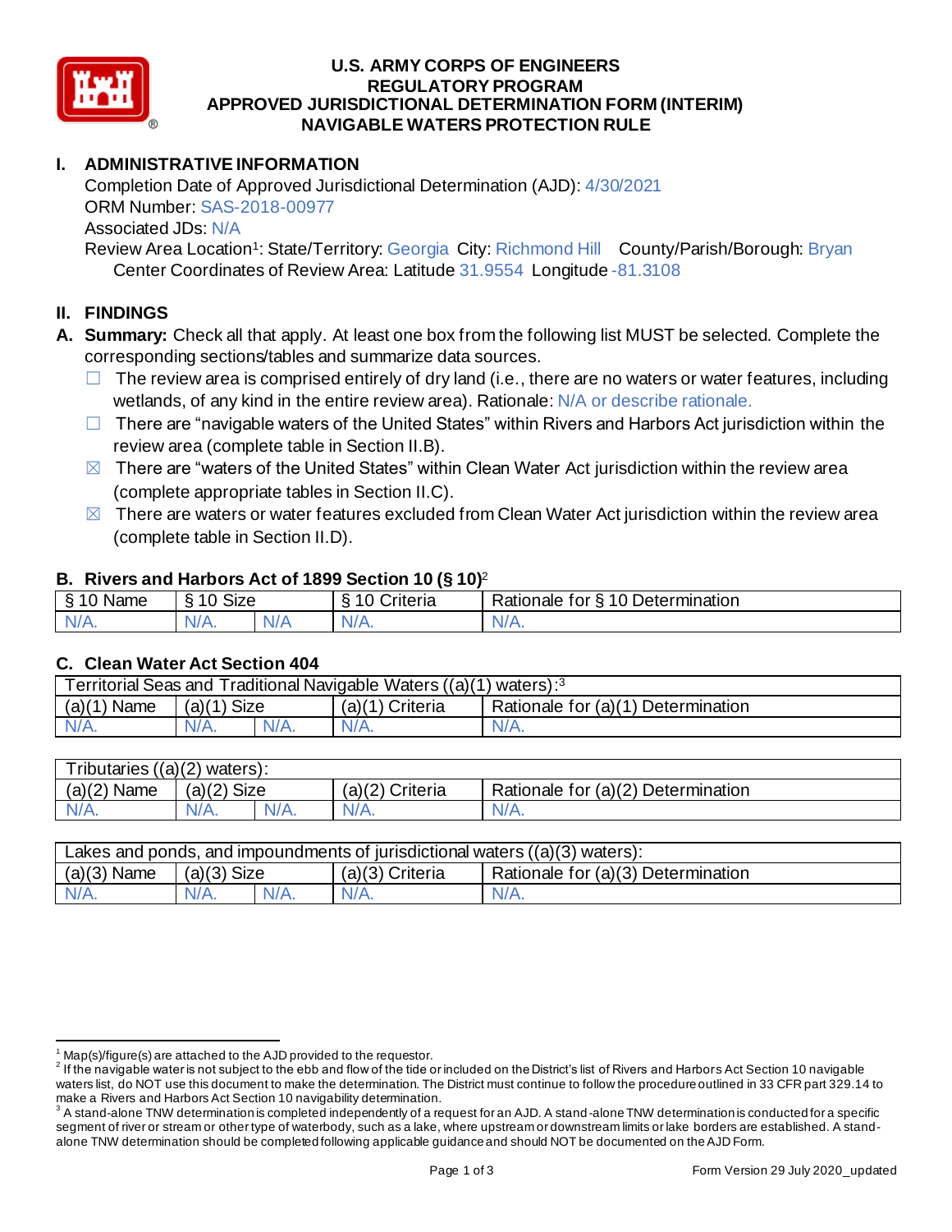# U.S. ARMY CORPS OF ENGINEERS
## REGULATORY PROGRAM
## APPROVED JURISDICTIONAL DETERMINATION FORM (INTERIM)
## NAVIGABLE WATERS PROTECTION RULE

## I. ADMINISTRATIVE INFORMATION

Completion Date of Approved Jurisdictional Determination (AJD): 4/30/2021
ORM Number: SAS-2018-00977
Associated JDs: N/A
Review Area Location[1]: State/Territory: Georgia City: Richmond Hill County/Parish/Borough: Bryan
Center Coordinates of Review Area: Latitude 31.9554 Longitude -81.3108

## II. FINDINGS

**A. Summary:** Check all that apply. At least one box from the following list MUST be selected. Complete the corresponding sections/tables and summarize data sources.

- ☐ The review area is comprised entirely of dry land (i.e., there are no waters or water features, including wetlands, of any kind in the entire review area). Rationale: N/A or describe rationale.
- ☐ There are "navigable waters of the United States" within Rivers and Harbors Act jurisdiction within the review area (complete table in Section II.B).
- ☒ There are "waters of the United States" within Clean Water Act jurisdiction within the review area (complete appropriate tables in Section II.C).
- ☒ There are waters or water features excluded from Clean Water Act jurisdiction within the review area (complete table in Section II.D).

### B. Rivers and Harbors Act of 1899 Section 10 (§ 10)[2]

| § 10 Name | § 10 Size | | § 10 Criteria | Rationale for § 10 Determination |
|---|---|---|---|---|
| N/A. | N/A. | N/A | N/A. | N/A. |

### C. Clean Water Act Section 404

| Territorial Seas and Traditional Navigable Waters ((a)(1) waters):[3] | | | | |
|---|---|---|---|---|
| (a)(1) Name | (a)(1) Size | | (a)(1) Criteria | Rationale for (a)(1) Determination |
| N/A. | N/A. | N/A. | N/A. | N/A. |

| Tributaries ((a)(2) waters): | | | | |
|---|---|---|---|---|
| (a)(2) Name | (a)(2) Size | | (a)(2) Criteria | Rationale for (a)(2) Determination |
| N/A. | N/A. | N/A. | N/A. | N/A. |

| Lakes and ponds, and impoundments of jurisdictional waters ((a)(3) waters): | | | | |
|---|---|---|---|---|
| (a)(3) Name | (a)(3) Size | | (a)(3) Criteria | Rationale for (a)(3) Determination |
| N/A. | N/A. | N/A. | N/A. | N/A. |

---

[1] Map(s)/figure(s) are attached to the AJD provided to the requestor.
[2] If the navigable water is not subject to the ebb and flow of the tide or included on the District's list of Rivers and Harbors Act Section 10 navigable waters list, do NOT use this document to make the determination. The District must continue to follow the procedure outlined in 33 CFR part 329.14 to make a Rivers and Harbors Act Section 10 navigability determination.
[3] A stand-alone TNW determination is completed independently of a request for an AJD. A stand-alone TNW determination is conducted for a specific segment of river or stream or other type of waterbody, such as a lake, where upstream or downstream limits or lake borders are established. A stand-alone TNW determination should be completed following applicable guidance and should NOT be documented on the AJD Form.

Form Version 29 July 2020_updated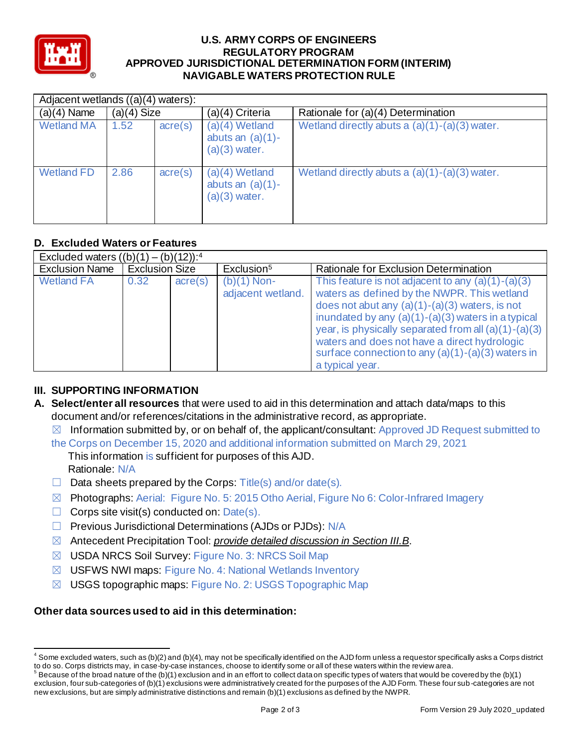| Adjacent wetlands ((a)(4) waters): | | | | |
|---|---|---|---|---|
| (a)(4) Name | (a)(4) Size | | (a)(4) Criteria | Rationale for (a)(4) Determination |
| Wetland MA | 1.52 | acre(s) | (a)(4) Wetland abuts an (a)(1)-(a)(3) water. | Wetland directly abuts a (a)(1)-(a)(3) water. |
| Wetland FD | 2.86 | acre(s) | (a)(4) Wetland abuts an (a)(1)-(a)(3) water. | Wetland directly abuts a (a)(1)-(a)(3) water. |

## D. Excluded Waters or Features

| Excluded waters ((b)(1) – (b)(12)):[4] | | | | |
|---|---|---|---|---|
| Exclusion Name | Exclusion Size | | Exclusion[5] | Rationale for Exclusion Determination |
| Wetland FA | 0.32 | acre(s) | (b)(1) Non-adjacent wetland. | This feature is not adjacent to any (a)(1)-(a)(3) waters as defined by the NWPR. This wetland does not abut any (a)(1)-(a)(3) waters, is not inundated by any (a)(1)-(a)(3) waters in a typical year, is physically separated from all (a)(1)-(a)(3) waters and does not have a direct hydrologic surface connection to any (a)(1)-(a)(3) waters in a typical year. |

## III. SUPPORTING INFORMATION

**A. Select/enter all resources** that were used to aid in this determination and attach data/maps to this document and/or references/citations in the administrative record, as appropriate.

☒ Information submitted by, or on behalf of, the applicant/consultant: Approved JD Request submitted to the Corps on December 15, 2020 and additional information submitted on March 29, 2021

This information is sufficient for purposes of this AJD.

Rationale: N/A

☐ Data sheets prepared by the Corps: Title(s) and/or date(s).

☒ Photographs: Aerial: Figure No. 5: 2015 Otho Aerial, Figure No 6: Color-Infrared Imagery

☐ Corps site visit(s) conducted on: Date(s).

☐ Previous Jurisdictional Determinations (AJDs or PJDs): N/A

☒ Antecedent Precipitation Tool: *provide detailed discussion in Section III.B*.

☒ USDA NRCS Soil Survey: Figure No. 3: NRCS Soil Map

☒ USFWS NWI maps: Figure No. 4: National Wetlands Inventory

☒ USGS topographic maps: Figure No. 2: USGS Topographic Map

**Other data sources used to aid in this determination:**

---

[4] Some excluded waters, such as (b)(2) and (b)(4), may not be specifically identified on the AJD form unless a requestor specifically asks a Corps district to do so. Corps districts may, in case-by-case instances, choose to identify some or all of these waters within the review area.

[5] Because of the broad nature of the (b)(1) exclusion and in an effort to collect data on specific types of waters that would be covered by the (b)(1) exclusion, four sub-categories of (b)(1) exclusions were administratively created for the purposes of the AJD Form. These four sub-categories are not new exclusions, but are simply administrative distinctions and remain (b)(1) exclusions as defined by the NWPR.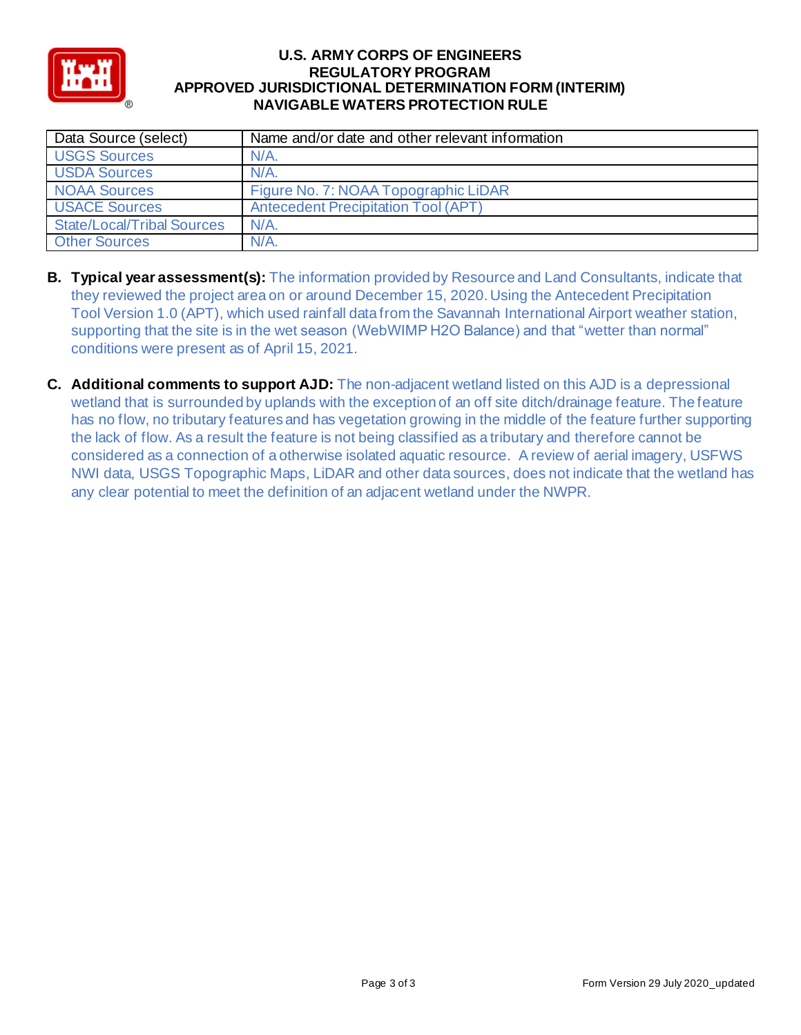# U.S. ARMY CORPS OF ENGINEERS
## REGULATORY PROGRAM
## APPROVED JURISDICTIONAL DETERMINATION FORM (INTERIM)
## NAVIGABLE WATERS PROTECTION RULE

| Data Source (select) | Name and/or date and other relevant information |
|---|---|
| USGS Sources | N/A. |
| USDA Sources | N/A. |
| NOAA Sources | Figure No. 7: NOAA Topographic LiDAR |
| USACE Sources | Antecedent Precipitation Tool (APT) |
| State/Local/Tribal Sources | N/A. |
| Other Sources | N/A. |

**B. Typical year assessment(s):** The information provided by Resource and Land Consultants, indicate that they reviewed the project area on or around December 15, 2020. Using the Antecedent Precipitation Tool Version 1.0 (APT), which used rainfall data from the Savannah International Airport weather station, supporting that the site is in the wet season (WebWIMP H2O Balance) and that "wetter than normal" conditions were present as of April 15, 2021.

**C. Additional comments to support AJD:** The non-adjacent wetland listed on this AJD is a depressional wetland that is surrounded by uplands with the exception of an off site ditch/drainage feature. The feature has no flow, no tributary features and has vegetation growing in the middle of the feature further supporting the lack of flow. As a result the feature is not being classified as a tributary and therefore cannot be considered as a connection of a otherwise isolated aquatic resource. A review of aerial imagery, USFWS NWI data, USGS Topographic Maps, LiDAR and other data sources, does not indicate that the wetland has any clear potential to meet the definition of an adjacent wetland under the NWPR.

Form Version 29 July 2020_updated